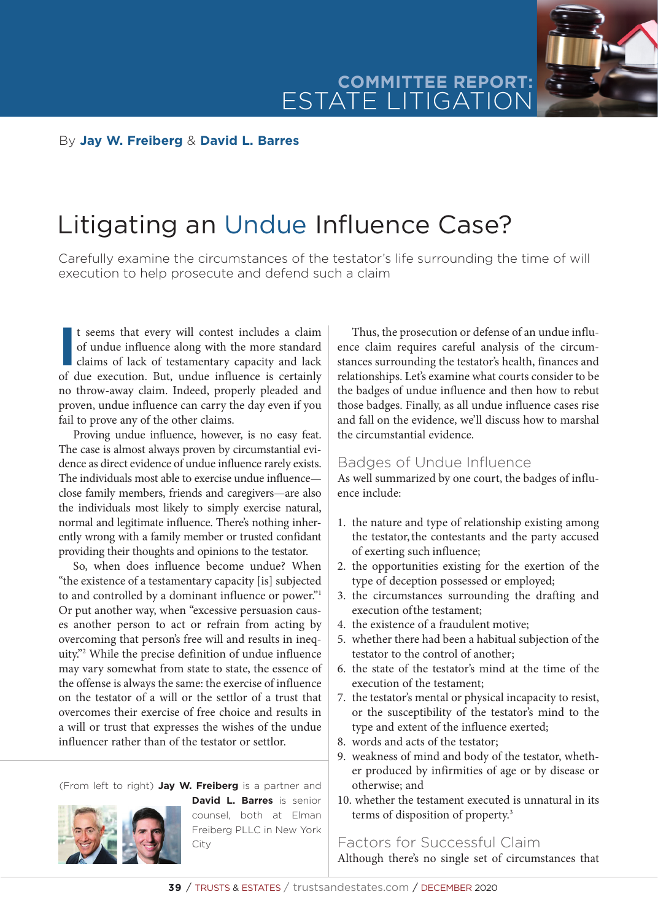COMMITTEE REPORT: ESTATE LITIGATION

By **Jay W. Freiberg** & **David L. Barres**

# Litigating an Undue Influence Case?

Carefully examine the circumstances of the testator's life surrounding the time of will execution to help prosecute and defend such a claim

It seems that every will contest includes a claim of undue influence along with the more standard claims of lack of testamentary capacity and lack of due execution. But, undue influence is certainly no throw-away claim. Indeed, properly pleaded and proven, undue influence can carry the day even if you fail to prove any of the other claims.

Proving undue influence, however, is no easy feat. The case is almost always proven by circumstantial evidence as direct evidence of undue influence rarely exists. The individuals most able to exercise undue influence—close family members, friends and caregivers—are also the individuals most likely to simply exercise natural, normal and legitimate influence. There's nothing inherently wrong with a family member or trusted confidant providing their thoughts and opinions to the testator.

So, when does influence become undue? When "the existence of a testamentary capacity [is] subjected to and controlled by a dominant influence or power."[1] Or put another way, when "excessive persuasion causes another person to act or refrain from acting by overcoming that person's free will and results in inequity."[2] While the precise definition of undue influence may vary somewhat from state to state, the essence of the offense is always the same: the exercise of influence on the testator of a will or the settlor of a trust that overcomes their exercise of free choice and results in a will or trust that expresses the wishes of the undue influencer rather than of the testator or settlor.

(From left to right) **Jay W. Freiberg** is a partner and **David L. Barres** is senior counsel, both at Elman Freiberg PLLC in New York City

Thus, the prosecution or defense of an undue influence claim requires careful analysis of the circumstances surrounding the testator's health, finances and relationships. Let's examine what courts consider to be the badges of undue influence and then how to rebut those badges. Finally, as all undue influence cases rise and fall on the evidence, we'll discuss how to marshal the circumstantial evidence.

## Badges of Undue Influence

As well summarized by one court, the badges of influence include:

1. the nature and type of relationship existing among the testator, the contestants and the party accused of exerting such influence;
2. the opportunities existing for the exertion of the type of deception possessed or employed;
3. the circumstances surrounding the drafting and execution ofthe testament;
4. the existence of a fraudulent motive;
5. whether there had been a habitual subjection of the testator to the control of another;
6. the state of the testator's mind at the time of the execution of the testament;
7. the testator's mental or physical incapacity to resist, or the susceptibility of the testator's mind to the type and extent of the influence exerted;
8. words and acts of the testator;
9. weakness of mind and body of the testator, whether produced by infirmities of age or by disease or otherwise; and
10. whether the testament executed is unnatural in its terms of disposition of property.[3]

## Factors for Successful Claim

Although there's no single set of circumstances that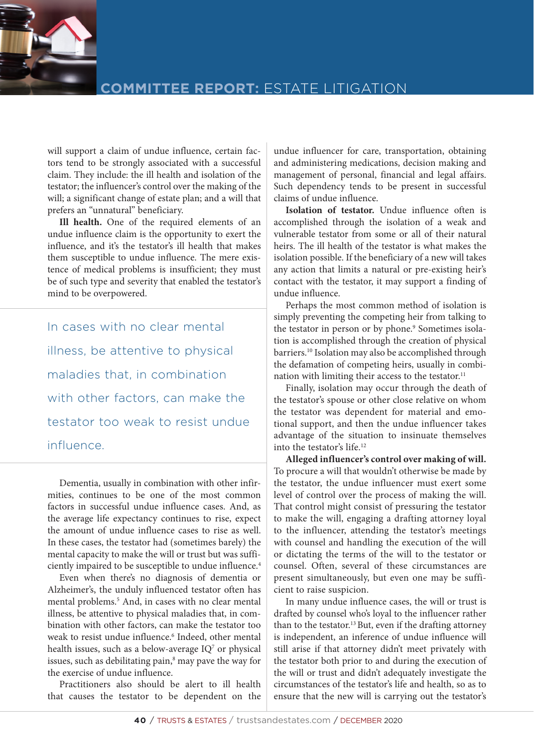will support a claim of undue influence, certain factors tend to be strongly associated with a successful claim. They include: the ill health and isolation of the testator; the influencer's control over the making of the will; a significant change of estate plan; and a will that prefers an "unnatural" beneficiary.

**Ill health.** One of the required elements of an undue influence claim is the opportunity to exert the influence, and it's the testator's ill health that makes them susceptible to undue influence. The mere existence of medical problems is insufficient; they must be of such type and severity that enabled the testator's mind to be overpowered.

> In cases with no clear mental illness, be attentive to physical maladies that, in combination with other factors, can make the testator too weak to resist undue influence.

Dementia, usually in combination with other infirmities, continues to be one of the most common factors in successful undue influence cases. And, as the average life expectancy continues to rise, expect the amount of undue influence cases to rise as well. In these cases, the testator had (sometimes barely) the mental capacity to make the will or trust but was sufficiently impaired to be susceptible to undue influence.[4]

Even when there's no diagnosis of dementia or Alzheimer's, the unduly influenced testator often has mental problems.[5] And, in cases with no clear mental illness, be attentive to physical maladies that, in combination with other factors, can make the testator too weak to resist undue influence.[6] Indeed, other mental health issues, such as a below-average IQ[7] or physical issues, such as debilitating pain,[8] may pave the way for the exercise of undue influence.

Practitioners also should be alert to ill health that causes the testator to be dependent on the undue influencer for care, transportation, obtaining and administering medications, decision making and management of personal, financial and legal affairs. Such dependency tends to be present in successful claims of undue influence.

**Isolation of testator.** Undue influence often is accomplished through the isolation of a weak and vulnerable testator from some or all of their natural heirs. The ill health of the testator is what makes the isolation possible. If the beneficiary of a new will takes any action that limits a natural or pre-existing heir's contact with the testator, it may support a finding of undue influence.

Perhaps the most common method of isolation is simply preventing the competing heir from talking to the testator in person or by phone.[9] Sometimes isolation is accomplished through the creation of physical barriers.[10] Isolation may also be accomplished through the defamation of competing heirs, usually in combination with limiting their access to the testator.[11]

Finally, isolation may occur through the death of the testator's spouse or other close relative on whom the testator was dependent for material and emotional support, and then the undue influencer takes advantage of the situation to insinuate themselves into the testator's life.[12]

**Alleged influencer's control over making of will.** To procure a will that wouldn't otherwise be made by the testator, the undue influencer must exert some level of control over the process of making the will. That control might consist of pressuring the testator to make the will, engaging a drafting attorney loyal to the influencer, attending the testator's meetings with counsel and handling the execution of the will or dictating the terms of the will to the testator or counsel. Often, several of these circumstances are present simultaneously, but even one may be sufficient to raise suspicion.

In many undue influence cases, the will or trust is drafted by counsel who's loyal to the influencer rather than to the testator.[13] But, even if the drafting attorney is independent, an inference of undue influence will still arise if that attorney didn't meet privately with the testator both prior to and during the execution of the will or trust and didn't adequately investigate the circumstances of the testator's life and health, so as to ensure that the new will is carrying out the testator's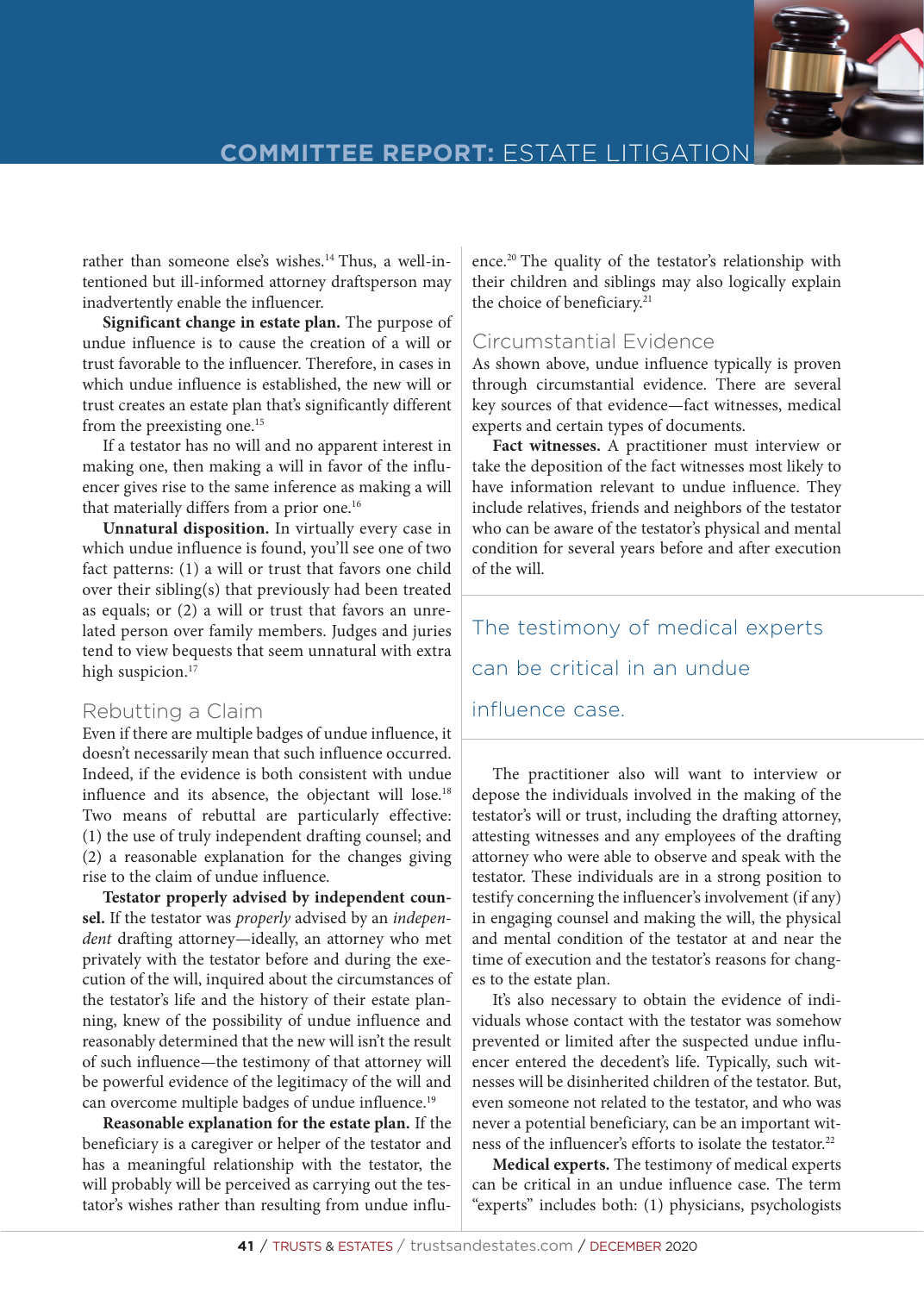rather than someone else's wishes.[14] Thus, a well-intentioned but ill-informed attorney draftsperson may inadvertently enable the influencer.

**Significant change in estate plan.** The purpose of undue influence is to cause the creation of a will or trust favorable to the influencer. Therefore, in cases in which undue influence is established, the new will or trust creates an estate plan that's significantly different from the preexisting one.[15]

If a testator has no will and no apparent interest in making one, then making a will in favor of the influencer gives rise to the same inference as making a will that materially differs from a prior one.[16]

**Unnatural disposition.** In virtually every case in which undue influence is found, you'll see one of two fact patterns: (1) a will or trust that favors one child over their sibling(s) that previously had been treated as equals; or (2) a will or trust that favors an unrelated person over family members. Judges and juries tend to view bequests that seem unnatural with extra high suspicion.[17]

## Rebutting a Claim

Even if there are multiple badges of undue influence, it doesn't necessarily mean that such influence occurred. Indeed, if the evidence is both consistent with undue influence and its absence, the objectant will lose.[18] Two means of rebuttal are particularly effective: (1) the use of truly independent drafting counsel; and (2) a reasonable explanation for the changes giving rise to the claim of undue influence.

**Testator properly advised by independent counsel.** If the testator was *properly* advised by an *independent* drafting attorney—ideally, an attorney who met privately with the testator before and during the execution of the will, inquired about the circumstances of the testator's life and the history of their estate planning, knew of the possibility of undue influence and reasonably determined that the new will isn't the result of such influence—the testimony of that attorney will be powerful evidence of the legitimacy of the will and can overcome multiple badges of undue influence.[19]

**Reasonable explanation for the estate plan.** If the beneficiary is a caregiver or helper of the testator and has a meaningful relationship with the testator, the will probably will be perceived as carrying out the testator's wishes rather than resulting from undue influence.[20] The quality of the testator's relationship with their children and siblings may also logically explain the choice of beneficiary.[21]

## Circumstantial Evidence

As shown above, undue influence typically is proven through circumstantial evidence. There are several key sources of that evidence—fact witnesses, medical experts and certain types of documents.

**Fact witnesses.** A practitioner must interview or take the deposition of the fact witnesses most likely to have information relevant to undue influence. They include relatives, friends and neighbors of the testator who can be aware of the testator's physical and mental condition for several years before and after execution of the will.

> The testimony of medical experts can be critical in an undue influence case.

The practitioner also will want to interview or depose the individuals involved in the making of the testator's will or trust, including the drafting attorney, attesting witnesses and any employees of the drafting attorney who were able to observe and speak with the testator. These individuals are in a strong position to testify concerning the influencer's involvement (if any) in engaging counsel and making the will, the physical and mental condition of the testator at and near the time of execution and the testator's reasons for changes to the estate plan.

It's also necessary to obtain the evidence of individuals whose contact with the testator was somehow prevented or limited after the suspected undue influencer entered the decedent's life. Typically, such witnesses will be disinherited children of the testator. But, even someone not related to the testator, and who was never a potential beneficiary, can be an important witness of the influencer's efforts to isolate the testator.[22]

**Medical experts.** The testimony of medical experts can be critical in an undue influence case. The term "experts" includes both: (1) physicians, psychologists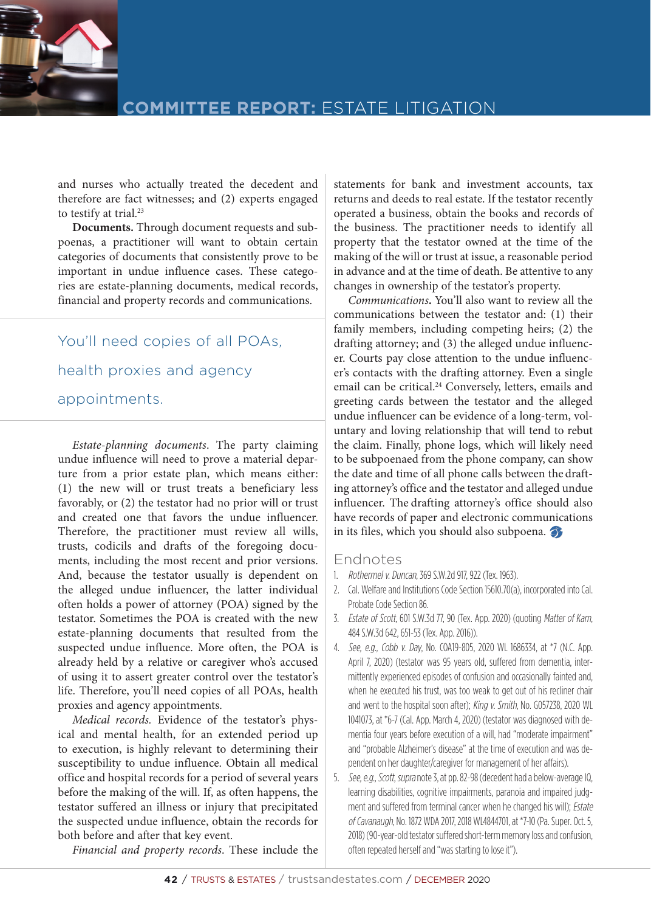and nurses who actually treated the decedent and therefore are fact witnesses; and (2) experts engaged to testify at trial.[23]

**Documents.** Through document requests and subpoenas, a practitioner will want to obtain certain categories of documents that consistently prove to be important in undue influence cases. These categories are estate-planning documents, medical records, financial and property records and communications.

> You'll need copies of all POAs, health proxies and agency appointments.

*Estate-planning documents.* The party claiming undue influence will need to prove a material departure from a prior estate plan, which means either: (1) the new will or trust treats a beneficiary less favorably, or (2) the testator had no prior will or trust and created one that favors the undue influencer. Therefore, the practitioner must review all wills, trusts, codicils and drafts of the foregoing documents, including the most recent and prior versions. And, because the testator usually is dependent on the alleged undue influencer, the latter individual often holds a power of attorney (POA) signed by the testator. Sometimes the POA is created with the new estate-planning documents that resulted from the suspected undue influence. More often, the POA is already held by a relative or caregiver who's accused of using it to assert greater control over the testator's life. Therefore, you'll need copies of all POAs, health proxies and agency appointments.

*Medical records.* Evidence of the testator's physical and mental health, for an extended period up to execution, is highly relevant to determining their susceptibility to undue influence. Obtain all medical office and hospital records for a period of several years before the making of the will. If, as often happens, the testator suffered an illness or injury that precipitated the suspected undue influence, obtain the records for both before and after that key event.

*Financial and property records.* These include the statements for bank and investment accounts, tax returns and deeds to real estate. If the testator recently operated a business, obtain the books and records of the business. The practitioner needs to identify all property that the testator owned at the time of the making of the will or trust at issue, a reasonable period in advance and at the time of death. Be attentive to any changes in ownership of the testator's property.

*Communications.* You'll also want to review all the communications between the testator and: (1) their family members, including competing heirs; (2) the drafting attorney; and (3) the alleged undue influencer. Courts pay close attention to the undue influencer's contacts with the drafting attorney. Even a single email can be critical.[24] Conversely, letters, emails and greeting cards between the testator and the alleged undue influencer can be evidence of a long-term, voluntary and loving relationship that will tend to rebut the claim. Finally, phone logs, which will likely need to be subpoenaed from the phone company, can show the date and time of all phone calls between the drafting attorney's office and the testator and alleged undue influencer. The drafting attorney's office should also have records of paper and electronic communications in its files, which you should also subpoena.

## Endnotes

1. *Rothermel v. Duncan*, 369 S.W.2d 917, 922 (Tex. 1963).
2. Cal. Welfare and Institutions Code Section 15610.70(a), incorporated into Cal. Probate Code Section 86.
3. *Estate of Scott*, 601 S.W.3d 77, 90 (Tex. App. 2020) (quoting *Matter of Kam*, 484 S.W.3d 642, 651-53 (Tex. App. 2016)).
4. *See, e.g., Cobb v. Day*, No. COA19-805, 2020 WL 1686334, at *7 (N.C. App. April 7, 2020) (testator was 95 years old, suffered from dementia, intermittently experienced episodes of confusion and occasionally fainted and, when he executed his trust, was too weak to get out of his recliner chair and went to the hospital soon after); *King v. Smith*, No. G057238, 2020 WL 1041073, at *6-7 (Cal. App. March 4, 2020) (testator was diagnosed with dementia four years before execution of a will, had "moderate impairment" and "probable Alzheimer's disease" at the time of execution and was dependent on her daughter/caregiver for management of her affairs).
5. *See, e.g., Scott, supra* note 3, at pp. 82-98 (decedent had a below-average IQ, learning disabilities, cognitive impairments, paranoia and impaired judgment and suffered from terminal cancer when he changed his will); *Estate of Cavanaugh*, No. 1872 WDA 2017, 2018 WL4844701, at *7-10 (Pa. Super. Oct. 5, 2018) (90-year-old testator suffered short-term memory loss and confusion, often repeated herself and "was starting to lose it").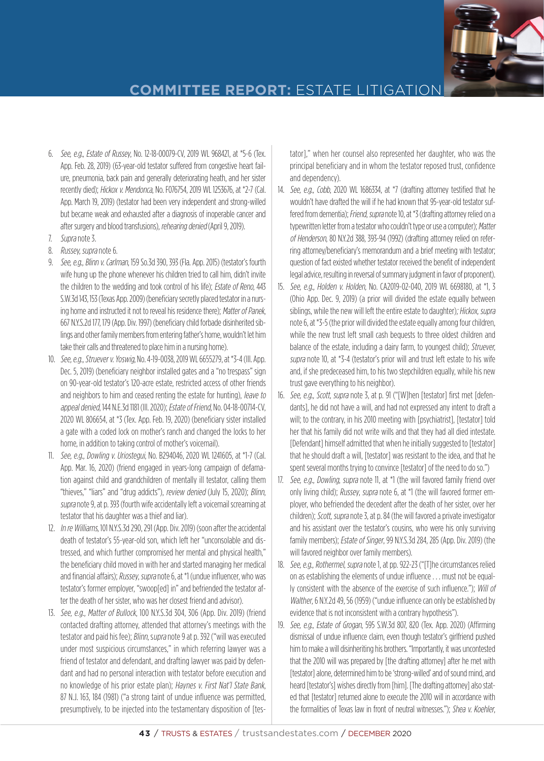6. *See, e.g., Estate of Russey*, No. 12-18-00079-CV, 2019 WL 968421, at *5-6 (Tex. App. Feb. 28, 2019) (63-year-old testator suffered from congestive heart failure, pneumonia, back pain and generally deteriorating heath, and her sister recently died); *Hickox v. Mendonca*, No. F076754, 2019 WL 1253676, at *2-7 (Cal. App. March 19, 2019) (testator had been very independent and strong-willed but became weak and exhausted after a diagnosis of inoperable cancer and after surgery and blood transfusions), *rehearing denied* (April 9, 2019).
7. *Supra* note 3.
8. *Russey, supra* note 6.
9. *See, e.g., Blinn v. Carlman*, 159 So.3d 390, 393 (Fla. App. 2015) (testator's fourth wife hung up the phone whenever his children tried to call him, didn't invite the children to the wedding and took control of his life); *Estate of Reno*, 443 S.W.3d 143, 153 (Texas App. 2009) (beneficiary secretly placed testator in a nursing home and instructed it not to reveal his residence there); *Matter of Panek*, 667 N.Y.S.2d 177, 179 (App. Div. 1997) (beneficiary child forbade disinherited siblings and other family members from entering father's home, wouldn't let him take their calls and threatened to place him in a nursing home).
10. *See, e.g., Struever v. Yoswig*, No. 4-19-0038, 2019 WL 6655279, at *3-4 (Ill. App. Dec. 5, 2019) (beneficiary neighbor installed gates and a "no trespass" sign on 90-year-old testator's 120-acre estate, restricted access of other friends and neighbors to him and ceased renting the estate for hunting), *leave to appeal denied*, 144 N.E.3d 1181 (Ill. 2020); *Estate of Friend*, No. 04-18-00714-CV, 2020 WL 806654, at *3 (Tex. App. Feb. 19, 2020) (beneficiary sister installed a gate with a coded lock on mother's ranch and changed the locks to her home, in addition to taking control of mother's voicemail).
11. *See, e.g., Dowling v. Uriostegui*, No. B294046, 2020 WL 1241605, at *1-7 (Cal. App. Mar. 16, 2020) (friend engaged in years-long campaign of defamation against child and grandchildren of mentally ill testator, calling them "thieves," "liars" and "drug addicts"), *review denied* (July 15, 2020); *Blinn, supra* note 9, at p. 393 (fourth wife accidentally left a voicemail screaming at testator that his daughter was a thief and liar).
12. *In re Williams*, 101 N.Y.S.3d 290, 291 (App. Div. 2019) (soon after the accidental death of testator's 55-year-old son, which left her "unconsolable and distressed, and which further compromised her mental and physical health," the beneficiary child moved in with her and started managing her medical and financial affairs); *Russey, supra* note 6, at *1 (undue influencer, who was testator's former employer, "swoop[ed] in" and befriended the testator after the death of her sister, who was her closest friend and advisor).
13. *See, e.g., Matter of Bullock*, 100 N.Y.S.3d 304, 306 (App. Div. 2019) (friend contacted drafting attorney, attended that attorney's meetings with the testator and paid his fee); *Blinn, supra* note 9 at p. 392 ("will was executed under most suspicious circumstances," in which referring lawyer was a friend of testator and defendant, and drafting lawyer was paid by defendant and had no personal interaction with testator before execution and no knowledge of his prior estate plan); *Haynes v. First Nat'l State Bank*, 87 N.J. 163, 184 (1981) ("a strong taint of undue influence was permitted, presumptively, to be injected into the testamentary disposition of [testator]," when her counsel also represented her daughter, who was the principal beneficiary and in whom the testator reposed trust, confidence and dependency).
14. *See, e.g., Cobb*, 2020 WL 1686334, at *7 (drafting attorney testified that he wouldn't have drafted the will if he had known that 95-year-old testator suffered from dementia); *Friend, supra* note 10, at *3 (drafting attorney relied on a typewritten letter from a testator who couldn't type or use a computer); *Matter of Henderson*, 80 N.Y.2d 388, 393-94 (1992) (drafting attorney relied on referring attorney/beneficiary's memorandum and a brief meeting with testator; question of fact existed whether testator received the benefit of independent legal advice, resulting in reversal of summary judgment in favor of proponent).
15. *See, e.g., Holden v. Holden*, No. CA2019-02-040, 2019 WL 6698180, at *1, 3 (Ohio App. Dec. 9, 2019) (a prior will divided the estate equally between siblings, while the new will left the entire estate to daughter); *Hickox, supra* note 6, at *3-5 (the prior will divided the estate equally among four children, while the new trust left small cash bequests to three oldest children and balance of the estate, including a dairy farm, to youngest child); *Struever, supra* note 10, at *3-4 (testator's prior will and trust left estate to his wife and, if she predeceased him, to his two stepchildren equally, while his new trust gave everything to his neighbor).
16. *See, e.g., Scott, supra* note 3, at p. 91 ("[W]hen [testator] first met [defendants], he did not have a will, and had not expressed any intent to draft a will; to the contrary, in his 2010 meeting with [psychiatrist], [testator] told her that his family did not write wills and that they had all died intestate. [Defendant] himself admitted that when he initially suggested to [testator] that he should draft a will, [testator] was resistant to the idea, and that he spent several months trying to convince [testator] of the need to do so.")
17. *See, e.g., Dowling, supra* note 11, at *1 (the will favored family friend over only living child); *Russey, supra* note 6, at *1 (the will favored former employer, who befriended the decedent after the death of her sister, over her children); *Scott, supra* note 3, at p. 84 (the will favored a private investigator and his assistant over the testator's cousins, who were his only surviving family members); *Estate of Singer*, 99 N.Y.S.3d 284, 285 (App. Div. 2019) (the will favored neighbor over family members).
18. *See, e.g., Rothermel, supra* note 1, at pp. 922-23 ("[T]he circumstances relied on as establishing the elements of undue influence . . . must not be equally consistent with the absence of the exercise of such influence."); *Will of Walther*, 6 N.Y.2d 49, 56 (1959) ("undue influence can only be established by evidence that is not inconsistent with a contrary hypothesis").
19. *See, e.g., Estate of Grogan*, 595 S.W.3d 807, 820 (Tex. App. 2020) (Affirming dismissal of undue influence claim, even though testator's girlfriend pushed him to make a will disinheriting his brothers. "Importantly, it was uncontested that the 2010 will was prepared by [the drafting attorney] after he met with [testator] alone, determined him to be 'strong-willed' and of sound mind, and heard [testator's] wishes directly from [him]. [The drafting attorney] also stated that [testator] returned alone to execute the 2010 will in accordance with the formalities of Texas law in front of neutral witnesses."); *Shea v. Koehler*,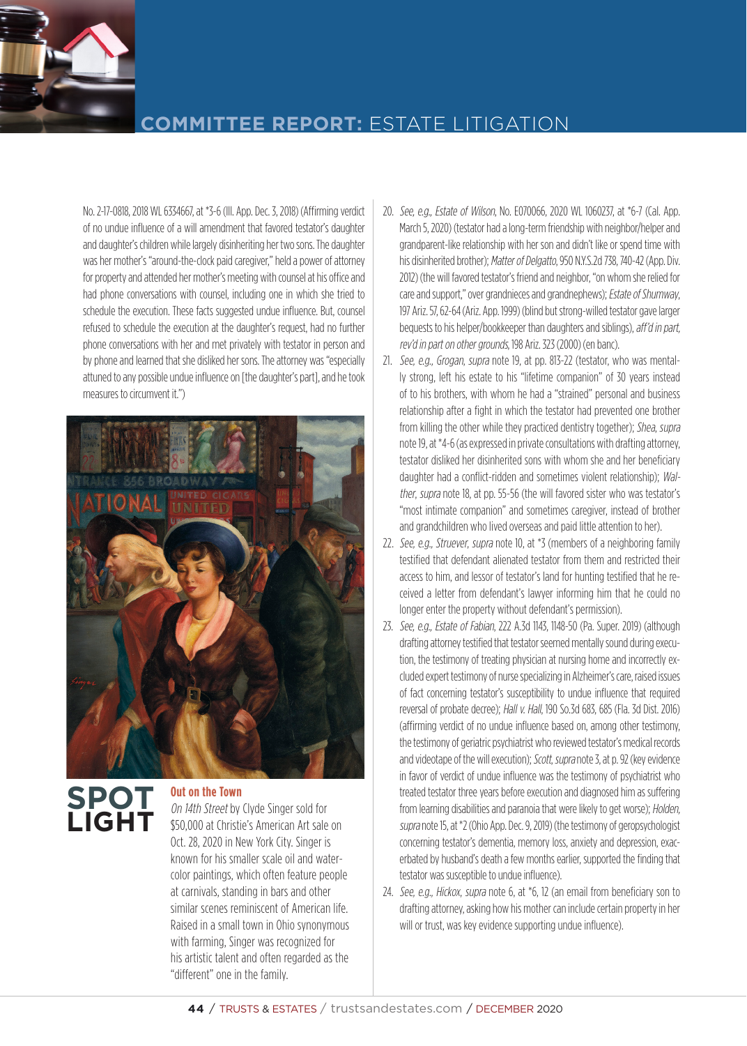No. 2-17-0818, 2018 WL 6334667, at *3-6 (Ill. App. Dec. 3, 2018) (Affirming verdict of no undue influence of a will amendment that favored testator's daughter and daughter's children while largely disinheriting her two sons. The daughter was her mother's "around-the-clock paid caregiver," held a power of attorney for property and attended her mother's meeting with counsel at his office and had phone conversations with counsel, including one in which she tried to schedule the execution. These facts suggested undue influence. But, counsel refused to schedule the execution at the daughter's request, had no further phone conversations with her and met privately with testator in person and by phone and learned that she disliked her sons. The attorney was "especially attuned to any possible undue influence on [the daughter's part], and he took measures to circumvent it.")

**SPOTLIGHT**

**Out on the Town**

*On 14th Street* by Clyde Singer sold for $50,000 at Christie's American Art sale on Oct. 28, 2020 in New York City. Singer is known for his smaller scale oil and watercolor paintings, which often feature people at carnivals, standing in bars and other similar scenes reminiscent of American life. Raised in a small town in Ohio synonymous with farming, Singer was recognized for his artistic talent and often regarded as the "different" one in the family.

20. *See, e.g., Estate of Wilson*, No. E070066, 2020 WL 1060237, at *6-7 (Cal. App. March 5, 2020) (testator had a long-term friendship with neighbor/helper and grandparent-like relationship with her son and didn't like or spend time with his disinherited brother); *Matter of Delgatto*, 950 N.Y.S.2d 738, 740-42 (App. Div. 2012) (the will favored testator's friend and neighbor, "on whom she relied for care and support," over grandnieces and grandnephews); *Estate of Shumway*, 197 Ariz. 57, 62-64 (Ariz. App. 1999) (blind but strong-willed testator gave larger bequests to his helper/bookkeeper than daughters and siblings), *aff'd in part, rev'd in part on other grounds*, 198 Ariz. 323 (2000) (en banc).
21. *See, e.g., Grogan, supra* note 19, at pp. 813-22 (testator, who was mentally strong, left his estate to his "lifetime companion" of 30 years instead of to his brothers, with whom he had a "strained" personal and business relationship after a fight in which the testator had prevented one brother from killing the other while they practiced dentistry together); *Shea, supra* note 19, at *4-6 (as expressed in private consultations with drafting attorney, testator disliked her disinherited sons with whom she and her beneficiary daughter had a conflict-ridden and sometimes violent relationship); *Walther, supra* note 18, at pp. 55-56 (the will favored sister who was testator's "most intimate companion" and sometimes caregiver, instead of brother and grandchildren who lived overseas and paid little attention to her).
22. *See, e.g., Struever, supra* note 10, at *3 (members of a neighboring family testified that defendant alienated testator from them and restricted their access to him, and lessor of testator's land for hunting testified that he received a letter from defendant's lawyer informing him that he could no longer enter the property without defendant's permission).
23. *See, e.g., Estate of Fabian*, 222 A.3d 1143, 1148-50 (Pa. Super. 2019) (although drafting attorney testified that testator seemed mentally sound during execution, the testimony of treating physician at nursing home and incorrectly excluded expert testimony of nurse specializing in Alzheimer's care, raised issues of fact concerning testator's susceptibility to undue influence that required reversal of probate decree); *Hall v. Hall*, 190 So.3d 683, 685 (Fla. 3d Dist. 2016) (affirming verdict of no undue influence based on, among other testimony, the testimony of geriatric psychiatrist who reviewed testator's medical records and videotape of the will execution); *Scott, supra* note 3, at p. 92 (key evidence in favor of verdict of undue influence was the testimony of psychiatrist who treated testator three years before execution and diagnosed him as suffering from learning disabilities and paranoia that were likely to get worse); *Holden, supra* note 15, at *2 (Ohio App. Dec. 9, 2019) (the testimony of geropsychologist concerning testator's dementia, memory loss, anxiety and depression, exacerbated by husband's death a few months earlier, supported the finding that testator was susceptible to undue influence).
24. *See, e.g., Hickox, supra* note 6, at *6, 12 (an email from beneficiary son to drafting attorney, asking how his mother can include certain property in her will or trust, was key evidence supporting undue influence).